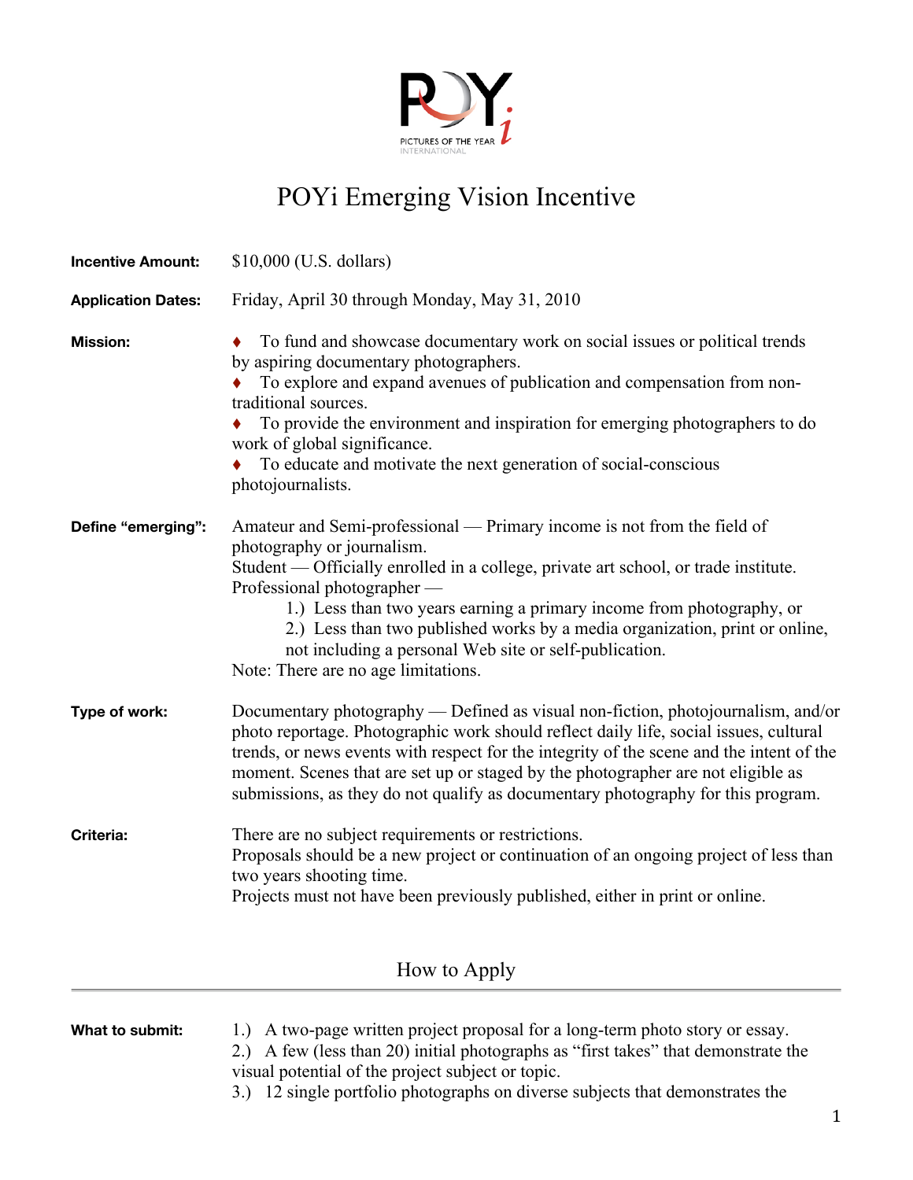# POYi Emerging Vision Incentive

**Incentive Amount:** $10,000 (U.S. dollars)

**Application Dates:** Friday, April 30 through Monday, May 31, 2010

**Mission:**

- ♦ To fund and showcase documentary work on social issues or political trends by aspiring documentary photographers.
- ♦ To explore and expand avenues of publication and compensation from non-traditional sources.
- ♦ To provide the environment and inspiration for emerging photographers to do work of global significance.
- ♦ To educate and motivate the next generation of social-conscious photojournalists.

**Define "emerging":**

Amateur and Semi-professional — Primary income is not from the field of photography or journalism.
Student — Officially enrolled in a college, private art school, or trade institute.
Professional photographer —
1.) Less than two years earning a primary income from photography, or
2.) Less than two published works by a media organization, print or online, not including a personal Web site or self-publication.
Note: There are no age limitations.

**Type of work:**

Documentary photography — Defined as visual non-fiction, photojournalism, and/or photo reportage. Photographic work should reflect daily life, social issues, cultural trends, or news events with respect for the integrity of the scene and the intent of the moment. Scenes that are set up or staged by the photographer are not eligible as submissions, as they do not qualify as documentary photography for this program.

**Criteria:**

There are no subject requirements or restrictions.
Proposals should be a new project or continuation of an ongoing project of less than two years shooting time.
Projects must not have been previously published, either in print or online.

## How to Apply

**What to submit:**

1.) A two-page written project proposal for a long-term photo story or essay.
2.) A few (less than 20) initial photographs as "first takes" that demonstrate the visual potential of the project subject or topic.
3.) 12 single portfolio photographs on diverse subjects that demonstrates the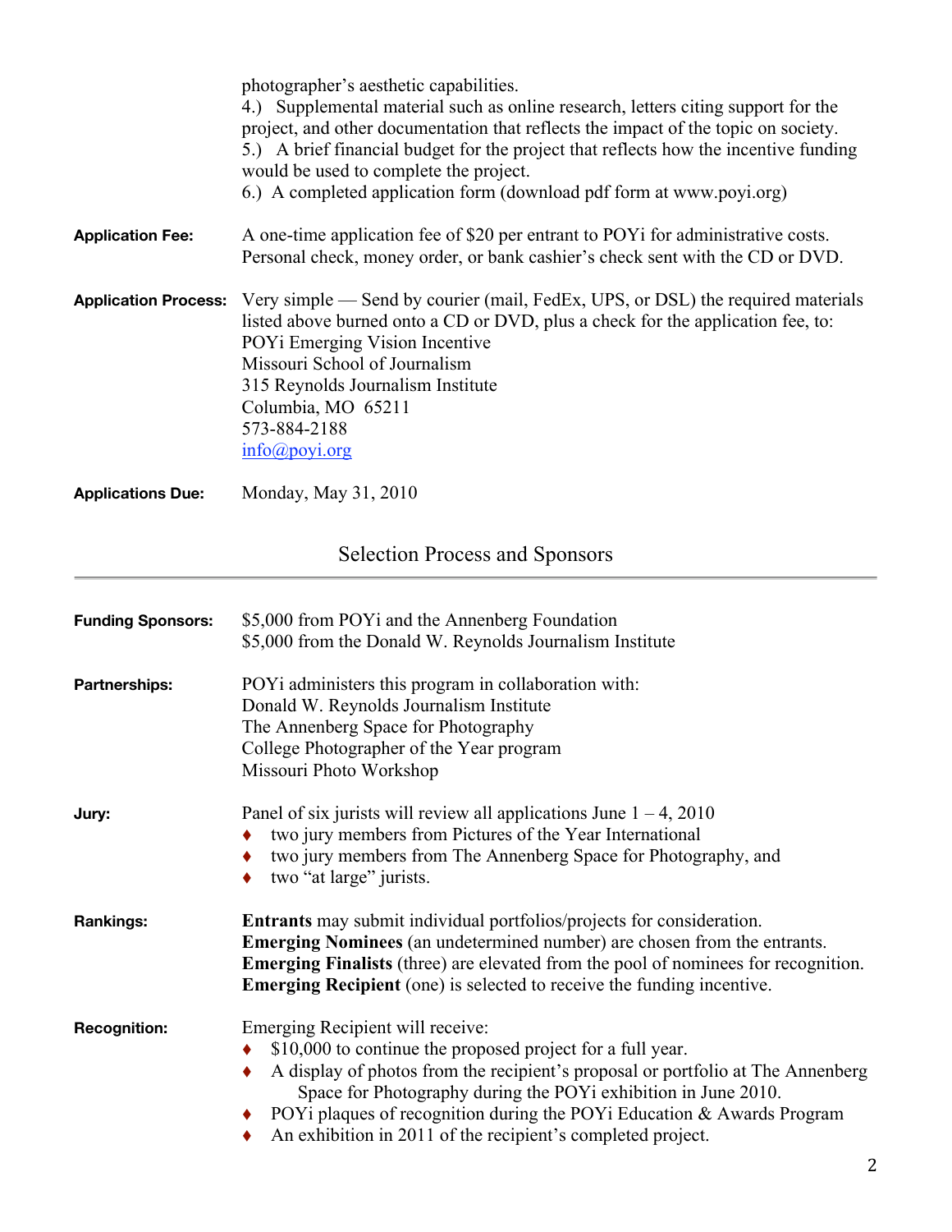photographer's aesthetic capabilities.

4.) Supplemental material such as online research, letters citing support for the project, and other documentation that reflects the impact of the topic on society.

5.) A brief financial budget for the project that reflects how the incentive funding would be used to complete the project.

6.) A completed application form (download pdf form at www.poyi.org)

**Application Fee:** A one-time application fee of $20 per entrant to POYi for administrative costs. Personal check, money order, or bank cashier's check sent with the CD or DVD.

**Application Process:** Very simple — Send by courier (mail, FedEx, UPS, or DSL) the required materials listed above burned onto a CD or DVD, plus a check for the application fee, to:
POYi Emerging Vision Incentive
Missouri School of Journalism
315 Reynolds Journalism Institute
Columbia, MO 65211
573-884-2188
info@poyi.org

**Applications Due:** Monday, May 31, 2010

## Selection Process and Sponsors

**Funding Sponsors:** $5,000 from POYi and the Annenberg Foundation
$5,000 from the Donald W. Reynolds Journalism Institute

**Partnerships:** POYi administers this program in collaboration with:
Donald W. Reynolds Journalism Institute
The Annenberg Space for Photography
College Photographer of the Year program
Missouri Photo Workshop

**Jury:** Panel of six jurists will review all applications June 1 – 4, 2010

- two jury members from Pictures of the Year International
- two jury members from The Annenberg Space for Photography, and
- two "at large" jurists.

**Rankings:** **Entrants** may submit individual portfolios/projects for consideration.
**Emerging Nominees** (an undetermined number) are chosen from the entrants.
**Emerging Finalists** (three) are elevated from the pool of nominees for recognition.
**Emerging Recipient** (one) is selected to receive the funding incentive.

**Recognition:** Emerging Recipient will receive:

- $10,000 to continue the proposed project for a full year.
- A display of photos from the recipient's proposal or portfolio at The Annenberg Space for Photography during the POYi exhibition in June 2010.
- POYi plaques of recognition during the POYi Education & Awards Program
- An exhibition in 2011 of the recipient's completed project.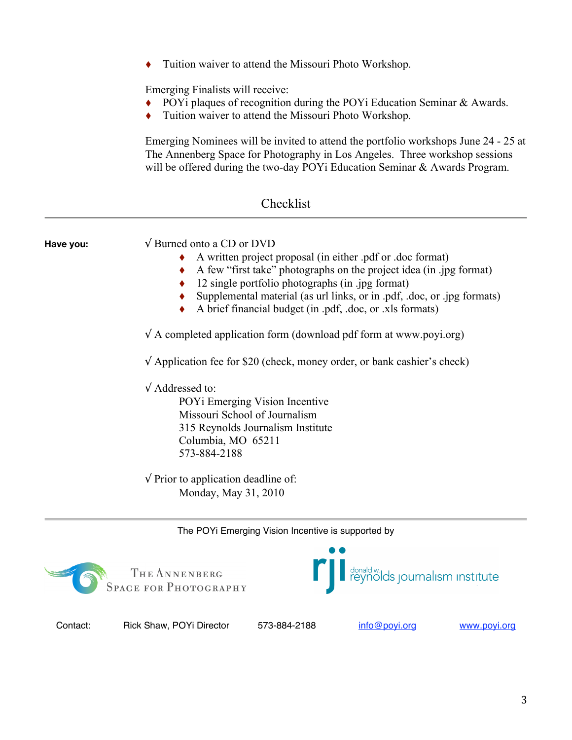- Tuition waiver to attend the Missouri Photo Workshop.

Emerging Finalists will receive:

- POYi plaques of recognition during the POYi Education Seminar & Awards.
- Tuition waiver to attend the Missouri Photo Workshop.

Emerging Nominees will be invited to attend the portfolio workshops June 24 - 25 at The Annenberg Space for Photography in Los Angeles. Three workshop sessions will be offered during the two-day POYi Education Seminar & Awards Program.

## Checklist

**Have you:**

√ Burned onto a CD or DVD

- A written project proposal (in either .pdf or .doc format)
- A few "first take" photographs on the project idea (in .jpg format)
- 12 single portfolio photographs (in .jpg format)
- Supplemental material (as url links, or in .pdf, .doc, or .jpg formats)
- A brief financial budget (in .pdf, .doc, or .xls formats)

√ A completed application form (download pdf form at www.poyi.org)

√ Application fee for $20 (check, money order, or bank cashier's check)

√ Addressed to:

POYi Emerging Vision Incentive
Missouri School of Journalism
315 Reynolds Journalism Institute
Columbia, MO 65211
573-884-2188

√ Prior to application deadline of:

Monday, May 31, 2010

The POYi Emerging Vision Incentive is supported by

The Annenberg Space for Photography

rji donald w. reynolds journalism institute

Contact: Rick Shaw, POYi Director 573-884-2188 info@poyi.org www.poyi.org